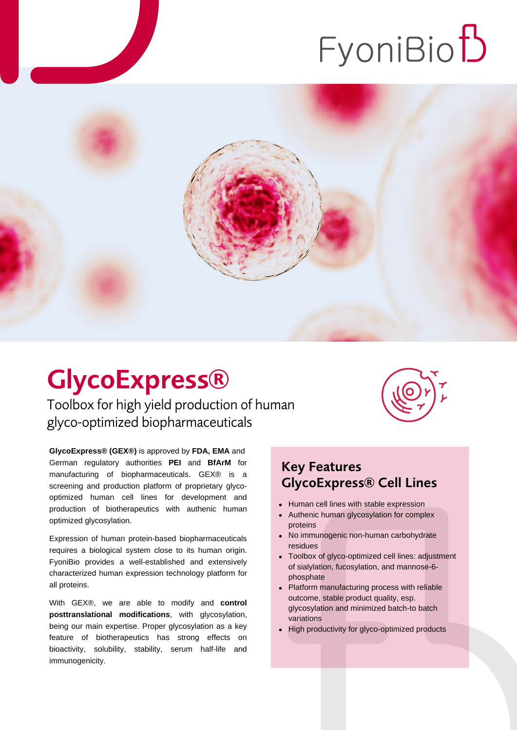FyoniBio

# GlycoExpress®

Toolbox for high yield production of human glyco-optimized biopharmaceuticals

**GlycoExpress® (GEX®)** is approved by **FDA, EMA** and German regulatory authorities **PEI** and **BfArM** for manufacturing of biopharmaceuticals. GEX® is a screening and production platform of proprietary glyco-optimized human cell lines for development and production of biotherapeutics with authenic human optimized glycosylation.

Expression of human protein-based biopharmaceuticals requires a biological system close to its human origin. FyoniBio provides a well-established and extensively characterized human expression technology platform for all proteins.

With GEX®, we are able to modify and **control posttranslational modifications**, with glycosylation, being our main expertise. Proper glycosylation as a key feature of biotherapeutics has strong effects on bioactivity, solubility, stability, serum half-life and immunogenicity.

## Key Features GlycoExpress® Cell Lines

- Human cell lines with stable expression
- Authenic human glycosylation for complex proteins
- No immunogenic non-human carbohydrate residues
- Toolbox of glyco-optimized cell lines: adjustment of sialylation, fucosylation, and mannose-6-phosphate
- Platform manufacturing process with reliable outcome, stable product quality, esp. glycosylation and minimized batch-to batch variations
- High productivity for glyco-optimized products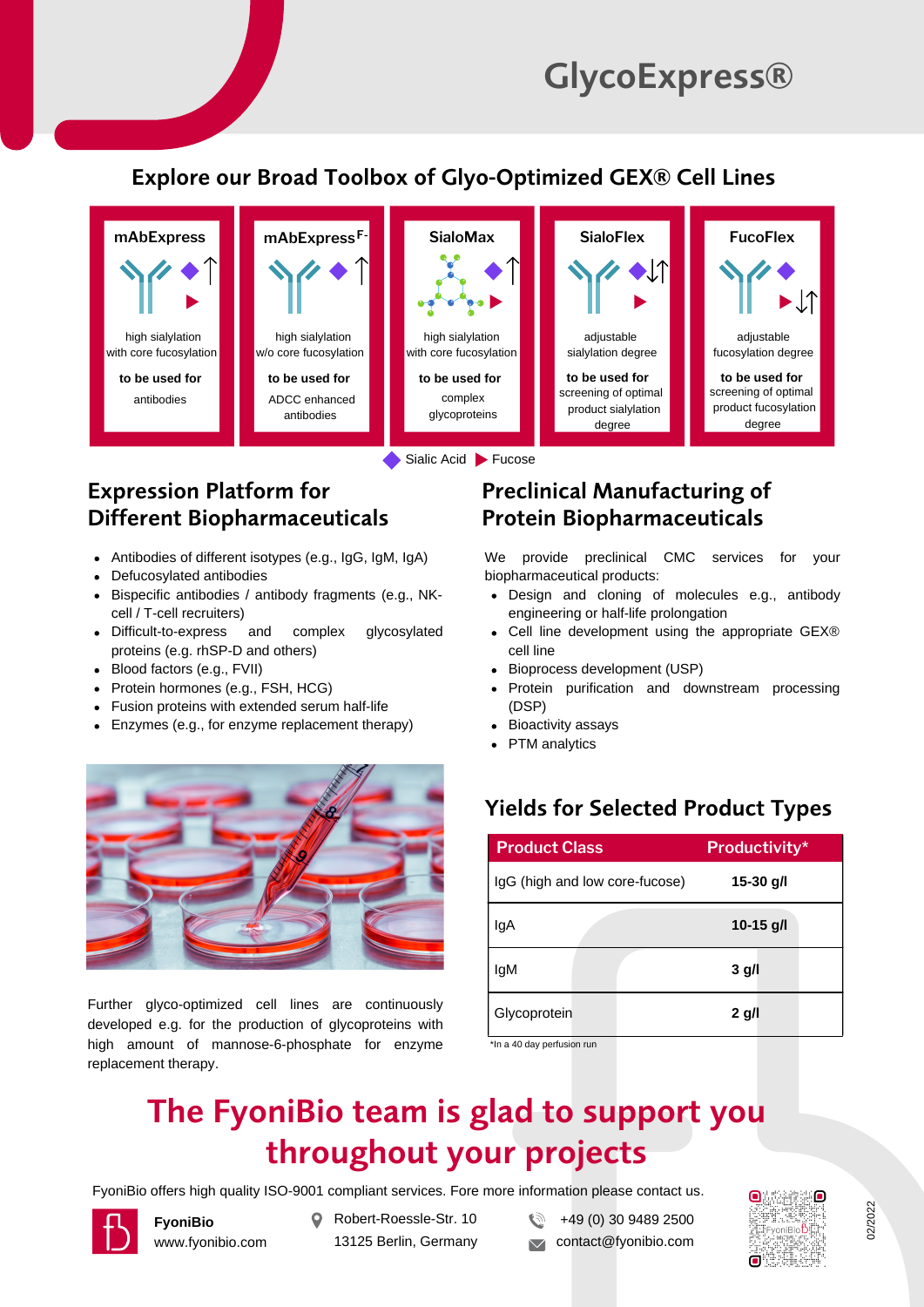# GlycoExpress®

## Explore our Broad Toolbox of Glyo-Optimized GEX® Cell Lines

| mAbExpress | mAbExpress F- | SialoMax | SialoFlex | FucoFlex |
|---|---|---|---|---|
| high sialylation with core fucosylation | high sialylation w/o core fucosylation | high sialylation with core fucosylation | adjustable sialylation degree | adjustable fucosylation degree |
| **to be used for** antibodies | **to be used for** ADCC enhanced antibodies | **to be used for** complex glycoproteins | **to be used for** screening of optimal product sialylation degree | **to be used for** screening of optimal product fucosylation degree |

◆ Sialic Acid ▶ Fucose

## Expression Platform for Different Biopharmaceuticals

- Antibodies of different isotypes (e.g., IgG, IgM, IgA)
- Defucosylated antibodies
- Bispecific antibodies / antibody fragments (e.g., NK-cell / T-cell recruiters)
- Difficult-to-express and complex glycosylated proteins (e.g. rhSP-D and others)
- Blood factors (e.g., FVII)
- Protein hormones (e.g., FSH, HCG)
- Fusion proteins with extended serum half-life
- Enzymes (e.g., for enzyme replacement therapy)

Further glyco-optimized cell lines are continuously developed e.g. for the production of glycoproteins with high amount of mannose-6-phosphate for enzyme replacement therapy.

## Preclinical Manufacturing of Protein Biopharmaceuticals

We provide preclinical CMC services for your biopharmaceutical products:

- Design and cloning of molecules e.g., antibody engineering or half-life prolongation
- Cell line development using the appropriate GEX® cell line
- Bioprocess development (USP)
- Protein purification and downstream processing (DSP)
- Bioactivity assays
- PTM analytics

## Yields for Selected Product Types

| Product Class | Productivity* |
|---|---|
| IgG (high and low core-fucose) | **15-30 g/l** |
| IgA | **10-15 g/l** |
| IgM | **3 g/l** |
| Glycoprotein | **2 g/l** |

*In a 40 day perfusion run

# The FyoniBio team is glad to support you throughout your projects

FyoniBio offers high quality ISO-9001 compliant services. Fore more information please contact us.

**FyoniBio**
www.fyonibio.com

Robert-Roessle-Str. 10
13125 Berlin, Germany

+49 (0) 30 9489 2500
contact@fyonibio.com

02/2022